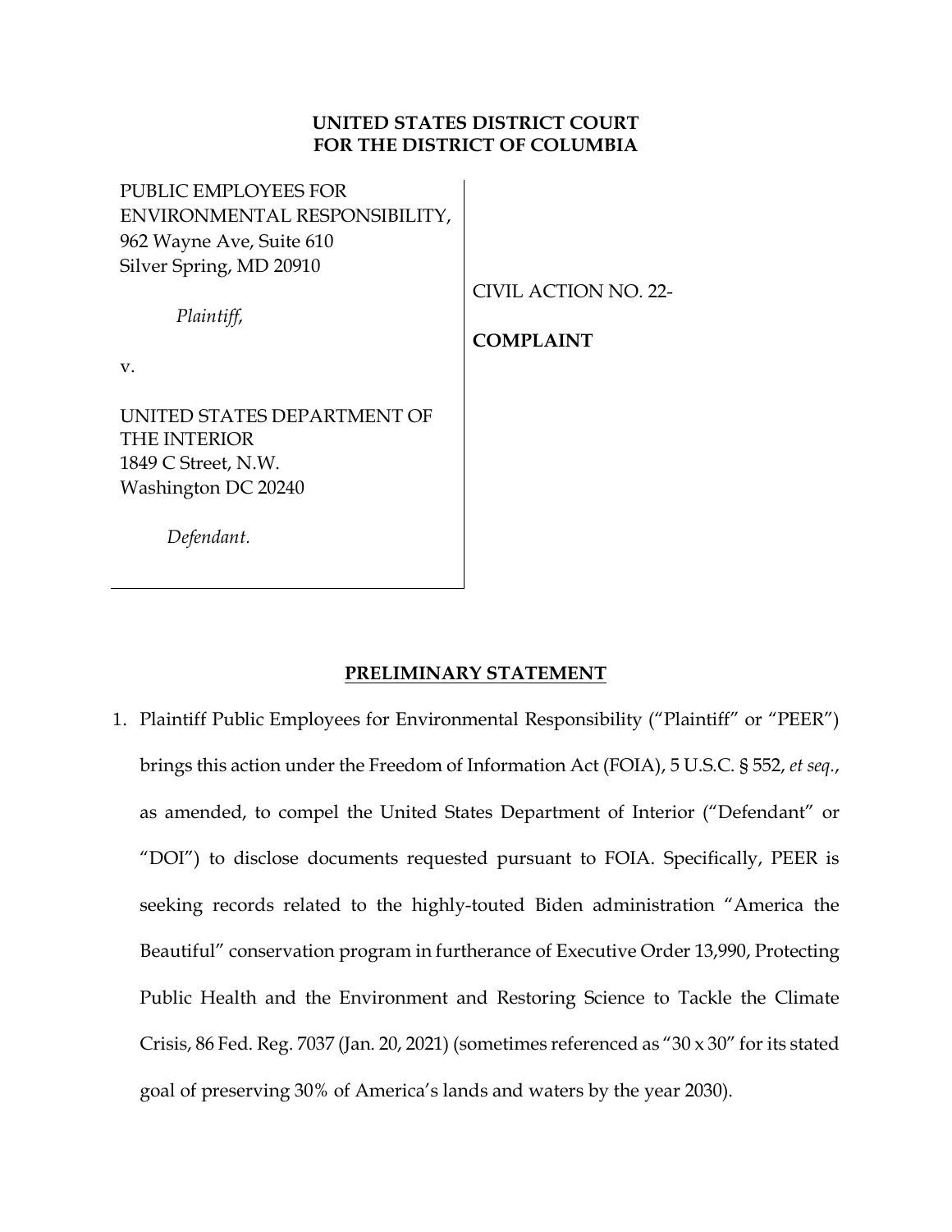**UNITED STATES DISTRICT COURT**
**FOR THE DISTRICT OF COLUMBIA**

| | |
|---|---|
| PUBLIC EMPLOYEES FOR ENVIRONMENTAL RESPONSIBILITY,<br>962 Wayne Ave, Suite 610<br>Silver Spring, MD 20910<br><br>*Plaintiff,*<br><br>v.<br><br>UNITED STATES DEPARTMENT OF THE INTERIOR<br>1849 C Street, N.W.<br>Washington DC 20240<br><br>*Defendant.* | CIVIL ACTION NO. 22-<br><br>**COMPLAINT** |

## PRELIMINARY STATEMENT

1. Plaintiff Public Employees for Environmental Responsibility ("Plaintiff" or "PEER") brings this action under the Freedom of Information Act (FOIA), 5 U.S.C. § 552, *et seq*., as amended, to compel the United States Department of Interior ("Defendant" or "DOI") to disclose documents requested pursuant to FOIA. Specifically, PEER is seeking records related to the highly-touted Biden administration "America the Beautiful" conservation program in furtherance of Executive Order 13,990, Protecting Public Health and the Environment and Restoring Science to Tackle the Climate Crisis, 86 Fed. Reg. 7037 (Jan. 20, 2021) (sometimes referenced as "30 x 30" for its stated goal of preserving 30% of America's lands and waters by the year 2030).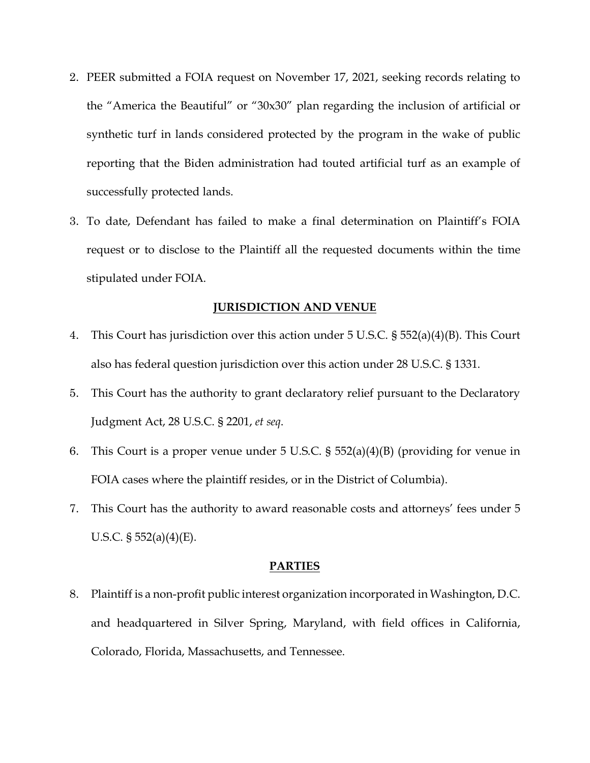2. PEER submitted a FOIA request on November 17, 2021, seeking records relating to the "America the Beautiful" or "30x30" plan regarding the inclusion of artificial or synthetic turf in lands considered protected by the program in the wake of public reporting that the Biden administration had touted artificial turf as an example of successfully protected lands.

3. To date, Defendant has failed to make a final determination on Plaintiff's FOIA request or to disclose to the Plaintiff all the requested documents within the time stipulated under FOIA.

## **JURISDICTION AND VENUE**

4. This Court has jurisdiction over this action under 5 U.S.C. § 552(a)(4)(B). This Court also has federal question jurisdiction over this action under 28 U.S.C. § 1331.

5. This Court has the authority to grant declaratory relief pursuant to the Declaratory Judgment Act, 28 U.S.C. § 2201, *et seq*.

6. This Court is a proper venue under 5 U.S.C. § 552(a)(4)(B) (providing for venue in FOIA cases where the plaintiff resides, or in the District of Columbia).

7. This Court has the authority to award reasonable costs and attorneys' fees under 5 U.S.C. § 552(a)(4)(E).

## **PARTIES**

8. Plaintiff is a non-profit public interest organization incorporated in Washington, D.C. and headquartered in Silver Spring, Maryland, with field offices in California, Colorado, Florida, Massachusetts, and Tennessee.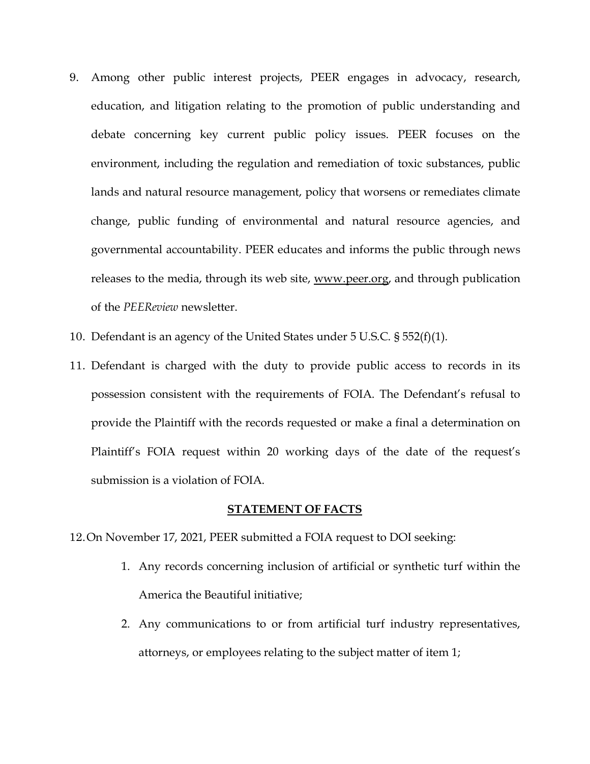9. Among other public interest projects, PEER engages in advocacy, research, education, and litigation relating to the promotion of public understanding and debate concerning key current public policy issues. PEER focuses on the environment, including the regulation and remediation of toxic substances, public lands and natural resource management, policy that worsens or remediates climate change, public funding of environmental and natural resource agencies, and governmental accountability. PEER educates and informs the public through news releases to the media, through its web site, www.peer.org, and through publication of the *PEEReview* newsletter.

10. Defendant is an agency of the United States under 5 U.S.C. § 552(f)(1).

11. Defendant is charged with the duty to provide public access to records in its possession consistent with the requirements of FOIA. The Defendant's refusal to provide the Plaintiff with the records requested or make a final a determination on Plaintiff's FOIA request within 20 working days of the date of the request's submission is a violation of FOIA.

## STATEMENT OF FACTS

12. On November 17, 2021, PEER submitted a FOIA request to DOI seeking:

    1. Any records concerning inclusion of artificial or synthetic turf within the America the Beautiful initiative;

    2. Any communications to or from artificial turf industry representatives, attorneys, or employees relating to the subject matter of item 1;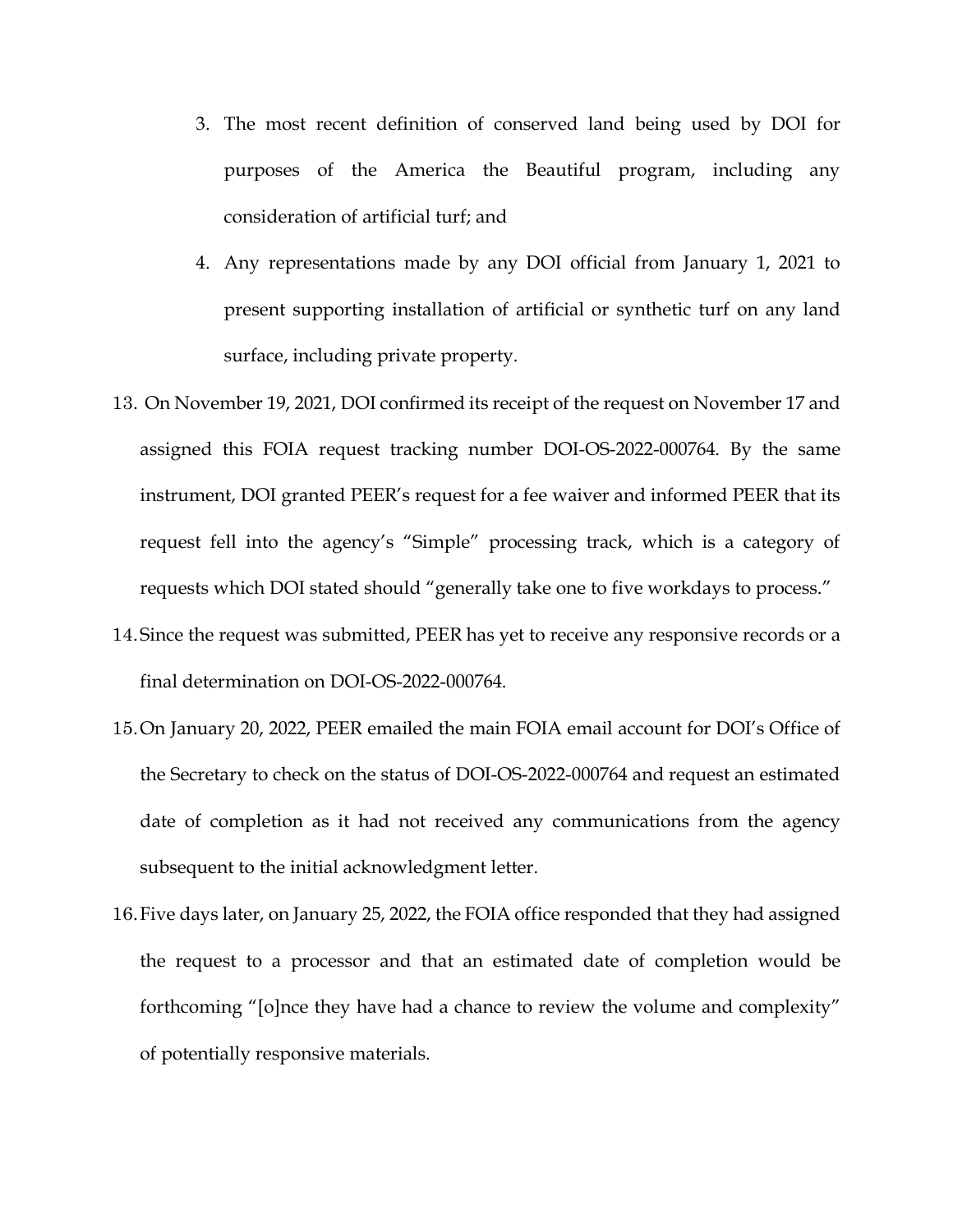3. The most recent definition of conserved land being used by DOI for purposes of the America the Beautiful program, including any consideration of artificial turf; and

4. Any representations made by any DOI official from January 1, 2021 to present supporting installation of artificial or synthetic turf on any land surface, including private property.

13. On November 19, 2021, DOI confirmed its receipt of the request on November 17 and assigned this FOIA request tracking number DOI-OS-2022-000764. By the same instrument, DOI granted PEER's request for a fee waiver and informed PEER that its request fell into the agency's "Simple" processing track, which is a category of requests which DOI stated should "generally take one to five workdays to process."

14. Since the request was submitted, PEER has yet to receive any responsive records or a final determination on DOI-OS-2022-000764.

15. On January 20, 2022, PEER emailed the main FOIA email account for DOI's Office of the Secretary to check on the status of DOI-OS-2022-000764 and request an estimated date of completion as it had not received any communications from the agency subsequent to the initial acknowledgment letter.

16. Five days later, on January 25, 2022, the FOIA office responded that they had assigned the request to a processor and that an estimated date of completion would be forthcoming "[o]nce they have had a chance to review the volume and complexity" of potentially responsive materials.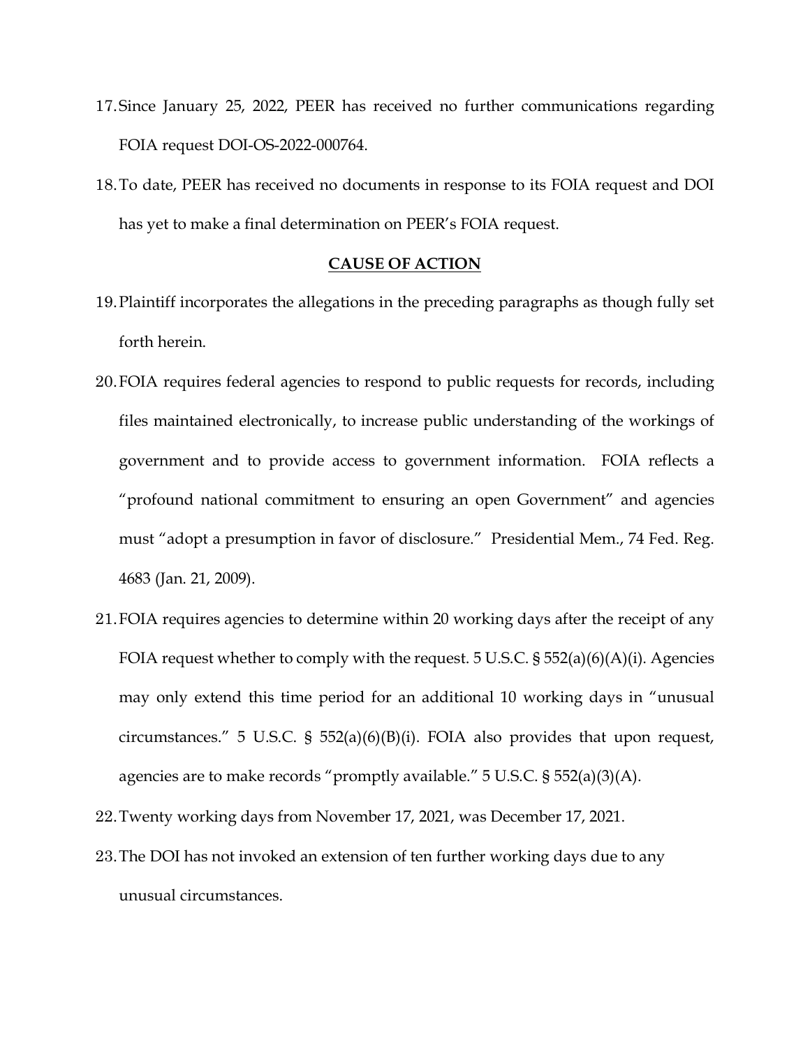17. Since January 25, 2022, PEER has received no further communications regarding FOIA request DOI-OS-2022-000764.

18. To date, PEER has received no documents in response to its FOIA request and DOI has yet to make a final determination on PEER's FOIA request.

## CAUSE OF ACTION

19. Plaintiff incorporates the allegations in the preceding paragraphs as though fully set forth herein.

20. FOIA requires federal agencies to respond to public requests for records, including files maintained electronically, to increase public understanding of the workings of government and to provide access to government information. FOIA reflects a "profound national commitment to ensuring an open Government" and agencies must "adopt a presumption in favor of disclosure." Presidential Mem., 74 Fed. Reg. 4683 (Jan. 21, 2009).

21. FOIA requires agencies to determine within 20 working days after the receipt of any FOIA request whether to comply with the request. 5 U.S.C. § 552(a)(6)(A)(i). Agencies may only extend this time period for an additional 10 working days in "unusual circumstances." 5 U.S.C. § 552(a)(6)(B)(i). FOIA also provides that upon request, agencies are to make records "promptly available." 5 U.S.C. § 552(a)(3)(A).

22. Twenty working days from November 17, 2021, was December 17, 2021.

23. The DOI has not invoked an extension of ten further working days due to any unusual circumstances.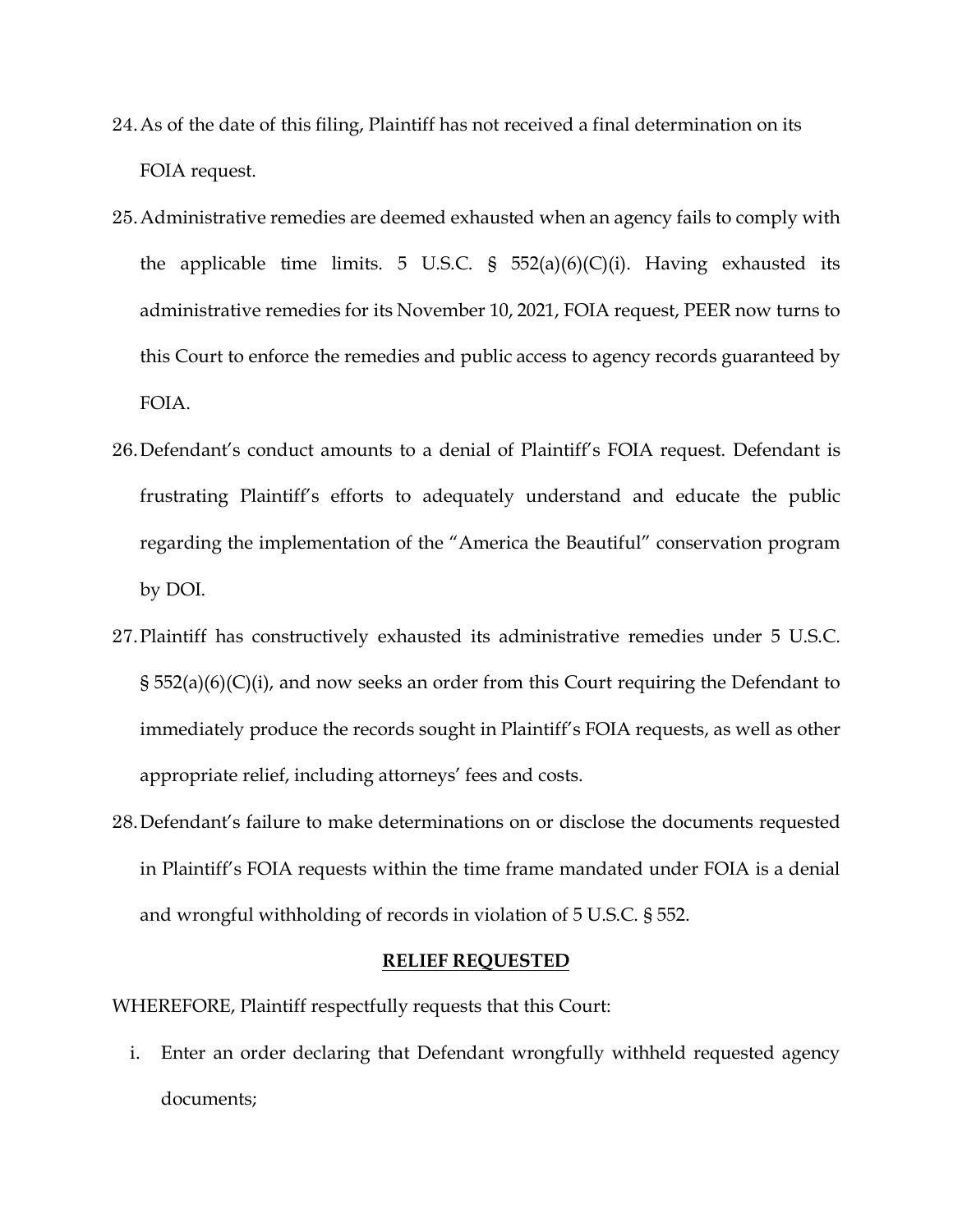24. As of the date of this filing, Plaintiff has not received a final determination on its FOIA request.

25. Administrative remedies are deemed exhausted when an agency fails to comply with the applicable time limits. 5 U.S.C. § 552(a)(6)(C)(i). Having exhausted its administrative remedies for its November 10, 2021, FOIA request, PEER now turns to this Court to enforce the remedies and public access to agency records guaranteed by FOIA.

26. Defendant's conduct amounts to a denial of Plaintiff's FOIA request. Defendant is frustrating Plaintiff's efforts to adequately understand and educate the public regarding the implementation of the "America the Beautiful" conservation program by DOI.

27. Plaintiff has constructively exhausted its administrative remedies under 5 U.S.C. § 552(a)(6)(C)(i), and now seeks an order from this Court requiring the Defendant to immediately produce the records sought in Plaintiff's FOIA requests, as well as other appropriate relief, including attorneys' fees and costs.

28. Defendant's failure to make determinations on or disclose the documents requested in Plaintiff's FOIA requests within the time frame mandated under FOIA is a denial and wrongful withholding of records in violation of 5 U.S.C. § 552.

**RELIEF REQUESTED**

WHEREFORE, Plaintiff respectfully requests that this Court:

i. Enter an order declaring that Defendant wrongfully withheld requested agency documents;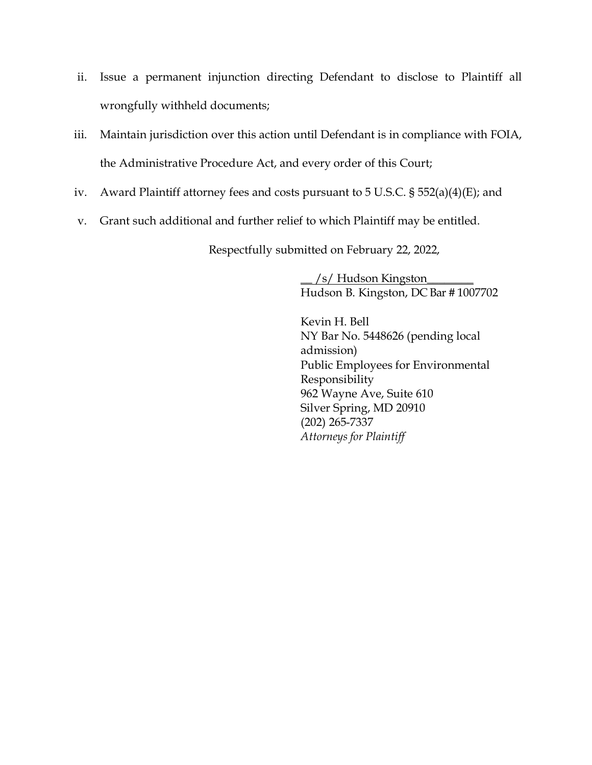ii. Issue a permanent injunction directing Defendant to disclose to Plaintiff all wrongfully withheld documents;

iii. Maintain jurisdiction over this action until Defendant is in compliance with FOIA, the Administrative Procedure Act, and every order of this Court;

iv. Award Plaintiff attorney fees and costs pursuant to 5 U.S.C. § 552(a)(4)(E); and

v. Grant such additional and further relief to which Plaintiff may be entitled.

Respectfully submitted on February 22, 2022,

__ /s/ Hudson Kingston________
Hudson B. Kingston, DC Bar # 1007702

Kevin H. Bell
NY Bar No. 5448626 (pending local admission)
Public Employees for Environmental Responsibility
962 Wayne Ave, Suite 610
Silver Spring, MD 20910
(202) 265-7337
*Attorneys for Plaintiff*